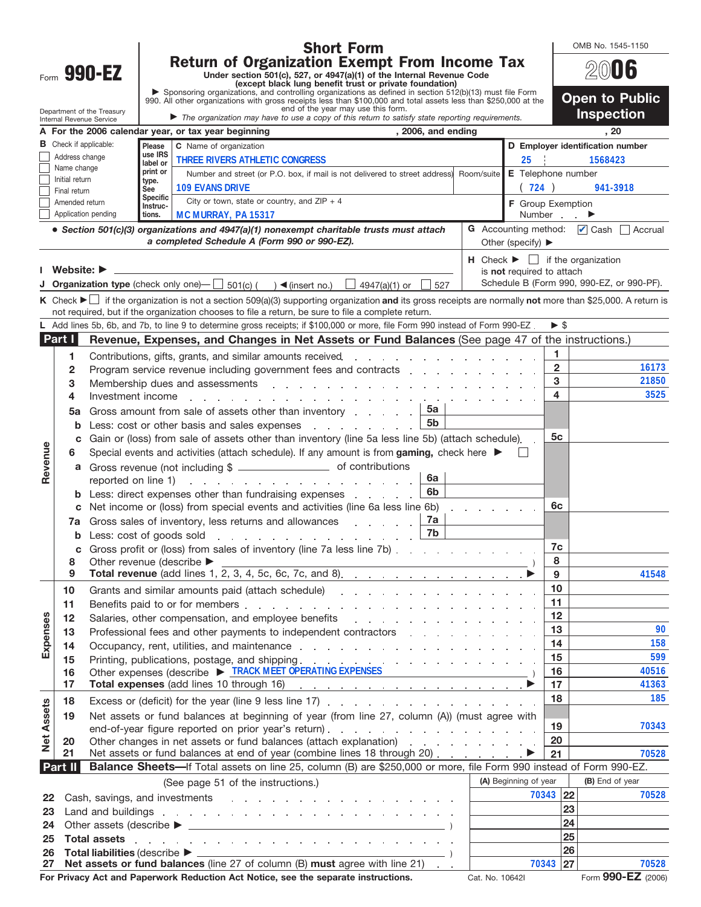# Form 990-EZ

## Short Form
## Return of Organization Exempt From Income Tax

OMB No. 1545-1150

**2006**

**Open to Public Inspection**

Under section 501(c), 527, or 4947(a)(1) of the Internal Revenue Code (except black lung benefit trust or private foundation)

▶ Sponsoring organizations, and controlling organizations as defined in section 512(b)(13) must file Form 990. All other organizations with gross receipts less than $100,000 and total assets less than $250,000 at the end of the year may use this form.

▶ *The organization may have to use a copy of this return to satisfy state reporting requirements.*

Department of the Treasury
Internal Revenue Service

**A For the 2006 calendar year, or tax year beginning , 2006, and ending , 20**

**B** Check if applicable:
- ☐ Address change
- ☐ Name change
- ☐ Initial return
- ☐ Final return
- ☐ Amended return
- ☐ Application pending

Please use IRS label or print or type. See Specific Instructions.

**C** Name of organization: THREE RIVERS ATHLETIC CONGRESS

Number and street (or P.O. box, if mail is not delivered to street address): 109 EVANS DRIVE — Room/suite:

City or town, state or country, and ZIP + 4: MC MURRAY, PA 15317

**D Employer identification number:** 25 1568423

**E** Telephone number: ( 724 ) 941-3918

**F** Group Exemption Number ▶

• *Section 501(c)(3) organizations and 4947(a)(1) nonexempt charitable trusts must attach a completed Schedule A (Form 990 or 990-EZ).*

**G** Accounting method: ☑ Cash ☐ Accrual Other (specify) ▶

**H** Check ▶ ☐ if the organization is **not** required to attach Schedule B (Form 990, 990-EZ, or 990-PF).

**I Website:** ▶

**J Organization type** (check only one)— ☐ 501(c) ( ) ◀(insert no.) ☐ 4947(a)(1) or ☐ 527

**K** Check ▶ ☐ if the organization is not a section 509(a)(3) supporting organization **and** its gross receipts are normally **not** more than $25,000. A return is not required, but if the organization chooses to file a return, be sure to file a complete return.

**L** Add lines 5b, 6b, and 7b, to line 9 to determine gross receipts; if $100,000 or more, file Form 990 instead of Form 990-EZ ▶ $

## Part I — Revenue, Expenses, and Changes in Net Assets or Fund Balances (See page 47 of the instructions.)

### Revenue

| Line | Description | | | Line | Amount |
|---|---|---|---|---|---|
| 1 | Contributions, gifts, grants, and similar amounts received | | | 1 | |
| 2 | Program service revenue including government fees and contracts | | | 2 | 16173 |
| 3 | Membership dues and assessments | | | 3 | 21850 |
| 4 | Investment income | | | 4 | 3525 |
| 5a | Gross amount from sale of assets other than inventory | 5a | | | |
| b | Less: cost or other basis and sales expenses | 5b | | | |
| c | Gain or (loss) from sale of assets other than inventory (line 5a less line 5b) (attach schedule) | | | 5c | |
| 6 | Special events and activities (attach schedule). If any amount is from **gaming,** check here ▶ ☐ | | | | |
| a | Gross revenue (not including $ ______ of contributions reported on line 1) | 6a | | | |
| b | Less: direct expenses other than fundraising expenses | 6b | | | |
| c | Net income or (loss) from special events and activities (line 6a less line 6b) | | | 6c | |
| 7a | Gross sales of inventory, less returns and allowances | 7a | | | |
| b | Less: cost of goods sold | 7b | | | |
| c | Gross profit or (loss) from sales of inventory (line 7a less line 7b) | | | 7c | |
| 8 | Other revenue (describe ▶ ) | | | 8 | |
| 9 | **Total revenue** (add lines 1, 2, 3, 4, 5c, 6c, 7c, and 8) ▶ | | | 9 | 41548 |

### Expenses

| Line | Description | Line | Amount |
|---|---|---|---|
| 10 | Grants and similar amounts paid (attach schedule) | 10 | |
| 11 | Benefits paid to or for members | 11 | |
| 12 | Salaries, other compensation, and employee benefits | 12 | |
| 13 | Professional fees and other payments to independent contractors | 13 | 90 |
| 14 | Occupancy, rent, utilities, and maintenance | 14 | 158 |
| 15 | Printing, publications, postage, and shipping | 15 | 599 |
| 16 | Other expenses (describe ▶ TRACK MEET OPERATING EXPENSES ) | 16 | 40516 |
| 17 | **Total expenses** (add lines 10 through 16) ▶ | 17 | 41363 |

### Net Assets

| Line | Description | Line | Amount |
|---|---|---|---|
| 18 | Excess or (deficit) for the year (line 9 less line 17) | 18 | 185 |
| 19 | Net assets or fund balances at beginning of year (from line 27, column (A)) (must agree with end-of-year figure reported on prior year's return) | 19 | 70343 |
| 20 | Other changes in net assets or fund balances (attach explanation) | 20 | |
| 21 | Net assets or fund balances at end of year (combine lines 18 through 20) ▶ | 21 | 70528 |

## Part II — Balance Sheets—If Total assets on line 25, column (B) are $250,000 or more, file Form 990 instead of Form 990-EZ.

(See page 51 of the instructions.)

| Line | Description | (A) Beginning of year | Line | (B) End of year |
|---|---|---|---|---|
| 22 | Cash, savings, and investments | 70343 | 22 | 70528 |
| 23 | Land and buildings | | 23 | |
| 24 | Other assets (describe ▶ ) | | 24 | |
| 25 | **Total assets** | | 25 | |
| 26 | **Total liabilities** (describe ▶ ) | | 26 | |
| 27 | **Net assets or fund balances** (line 27 of column (B) **must** agree with line 21) | 70343 | 27 | 70528 |

**For Privacy Act and Paperwork Reduction Act Notice, see the separate instructions.** Cat. No. 10642I Form **990-EZ** (2006)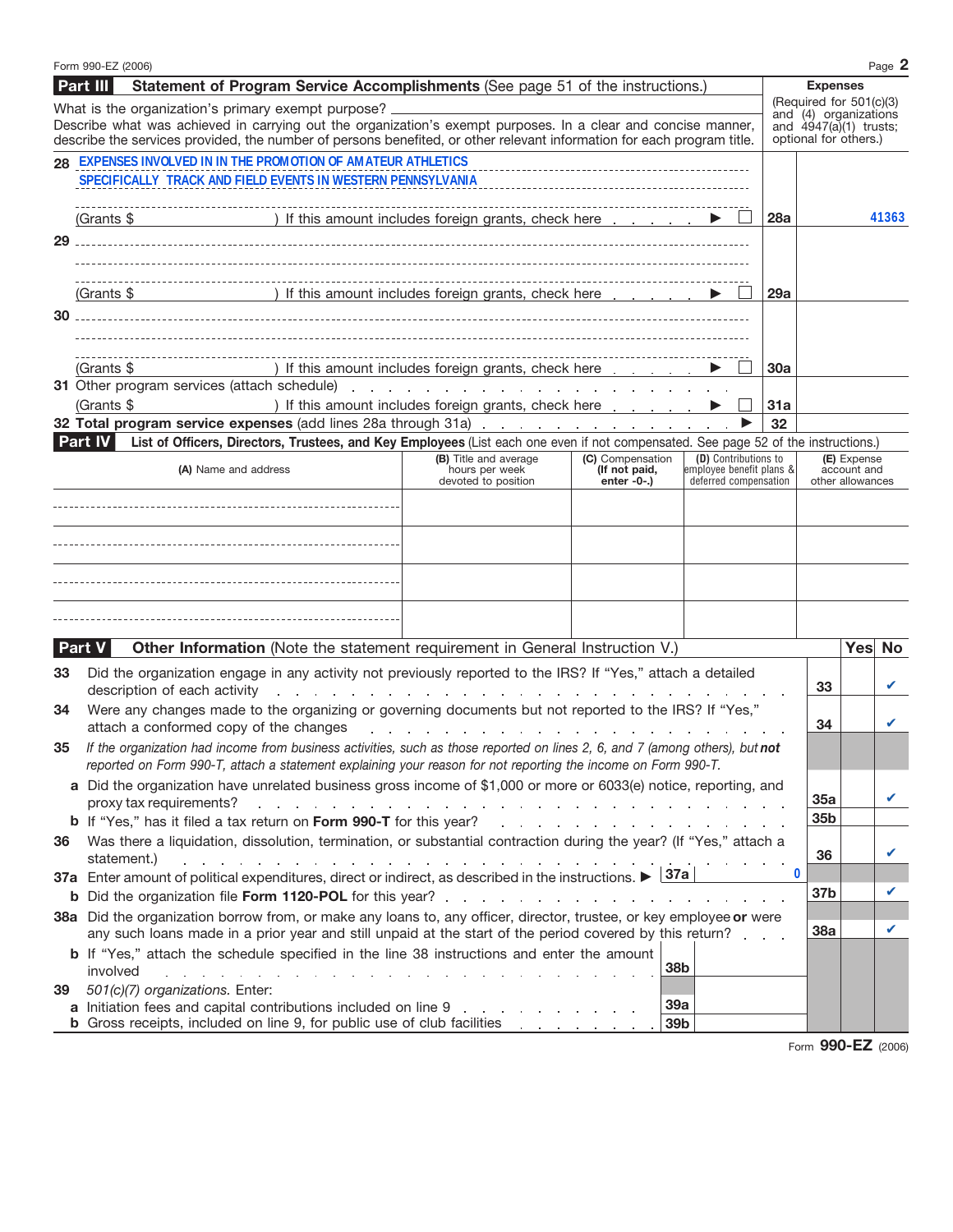Form 990-EZ (2006)

## Part III Statement of Program Service Accomplishments (See page 51 of the instructions.)

What is the organization's primary exempt purpose?

Describe what was achieved in carrying out the organization's exempt purposes. In a clear and concise manner, describe the services provided, the number of persons benefited, or other relevant information for each program title.

**Expenses** (Required for 501(c)(3) and (4) organizations and 4947(a)(1) trusts; optional for others.)

| | | Line | Expenses |
|---|---|---|---|
| 28 | EXPENSES INVOLVED IN IN THE PROMOTION OF AMATEUR ATHLETICS SPECIFICALLY TRACK AND FIELD EVENTS IN WESTERN PENNSYLVANIA | | |
| | (Grants $ ) If this amount includes foreign grants, check here ▶ ☐ | 28a | 41363 |
| 29 | | | |
| | (Grants $ ) If this amount includes foreign grants, check here ▶ ☐ | 29a | |
| 30 | | | |
| | (Grants $ ) If this amount includes foreign grants, check here ▶ ☐ | 30a | |
| 31 | Other program services (attach schedule) | | |
| | (Grants $ ) If this amount includes foreign grants, check here ▶ ☐ | 31a | |
| 32 | **Total program service expenses** (add lines 28a through 31a) ▶ | 32 | |

## Part IV List of Officers, Directors, Trustees, and Key Employees (List each one even if not compensated. See page 52 of the instructions.)

| (A) Name and address | (B) Title and average hours per week devoted to position | (C) Compensation (If not paid, enter -0-.) | (D) Contributions to employee benefit plans & deferred compensation | (E) Expense account and other allowances |
|---|---|---|---|---|
| | | | | |
| | | | | |
| | | | | |
| | | | | |

## Part V Other Information (Note the statement requirement in General Instruction V.)

| | | Line | Yes | No |
|---|---|---|---|---|
| 33 | Did the organization engage in any activity not previously reported to the IRS? If "Yes," attach a detailed description of each activity | 33 | | ✔ |
| 34 | Were any changes made to the organizing or governing documents but not reported to the IRS? If "Yes," attach a conformed copy of the changes | 34 | | ✔ |
| 35 | *If the organization had income from business activities, such as those reported on lines 2, 6, and 7 (among others), but **not** reported on Form 990-T, attach a statement explaining your reason for not reporting the income on Form 990-T.* | | | |
| a | Did the organization have unrelated business gross income of $1,000 or more or 6033(e) notice, reporting, and proxy tax requirements? | 35a | | ✔ |
| b | If "Yes," has it filed a tax return on **Form 990-T** for this year? | 35b | | |
| 36 | Was there a liquidation, dissolution, termination, or substantial contraction during the year? (If "Yes," attach a statement.) | 36 | | ✔ |
| 37a | Enter amount of political expenditures, direct or indirect, as described in the instructions. ▶ 37a: 0 | | | |
| b | Did the organization file **Form 1120-POL** for this year? | 37b | | ✔ |
| 38a | Did the organization borrow from, or make any loans to, any officer, director, trustee, or key employee **or** were any such loans made in a prior year and still unpaid at the start of the period covered by this return? | 38a | | ✔ |
| b | If "Yes," attach the schedule specified in the line 38 instructions and enter the amount involved — 38b | | | |
| 39 | *501(c)(7) organizations.* Enter: | | | |
| a | Initiation fees and capital contributions included on line 9 — 39a | | | |
| b | Gross receipts, included on line 9, for public use of club facilities — 39b | | | |

Form **990-EZ** (2006)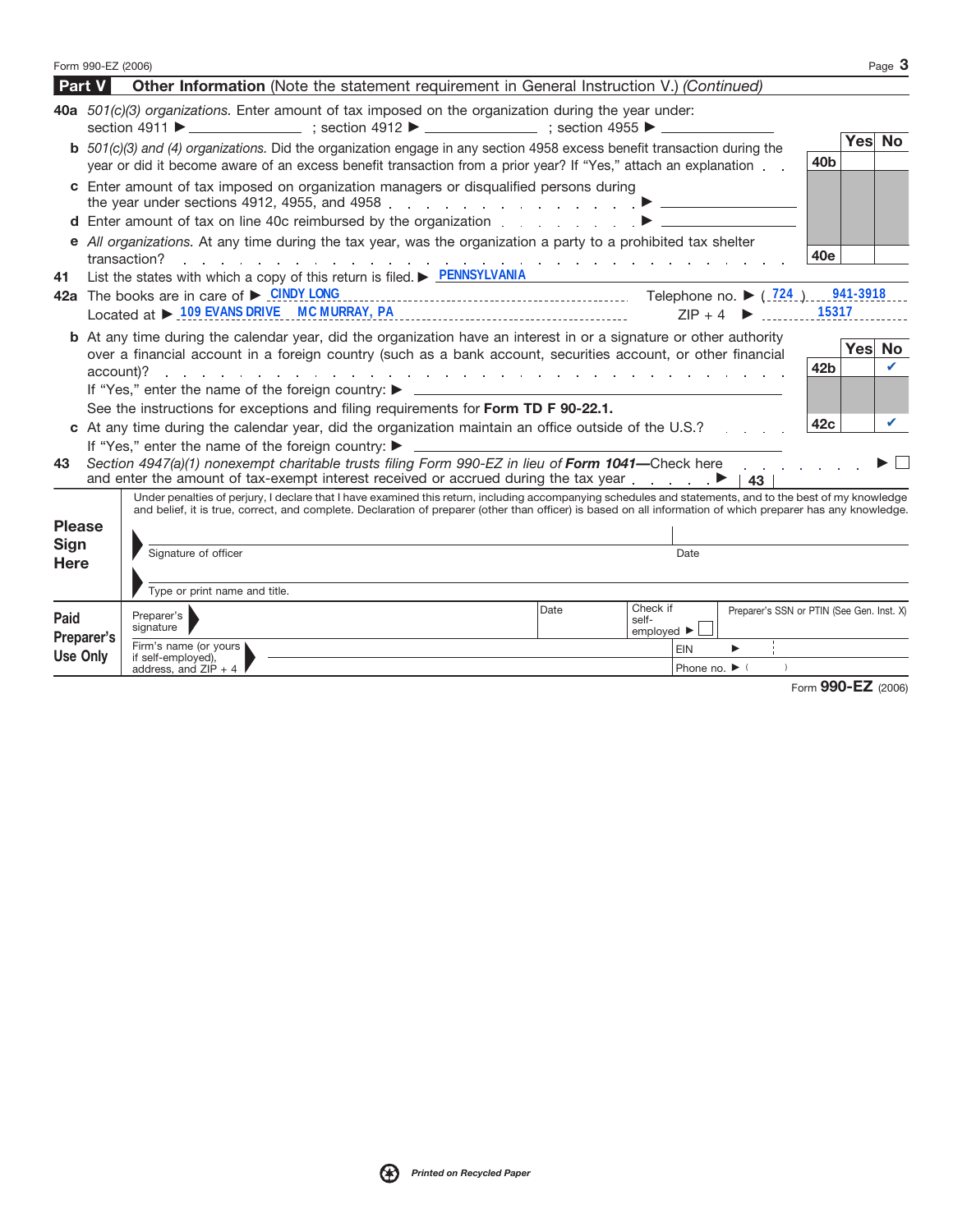## Part V Other Information (Note the statement requirement in General Instruction V.) *(Continued)*

**40a** *501(c)(3) organizations.* Enter amount of tax imposed on the organization during the year under: section 4911 ▶ \_\_\_\_\_\_\_\_ ; section 4912 ▶ \_\_\_\_\_\_\_\_ ; section 4955 ▶ \_\_\_\_\_\_\_\_

| | | Yes | No |
|---|---|---|---|
| **b** *501(c)(3) and (4) organizations.* Did the organization engage in any section 4958 excess benefit transaction during the year or did it become aware of an excess benefit transaction from a prior year? If "Yes," attach an explanation | 40b | | |

**c** Enter amount of tax imposed on organization managers or disqualified persons during the year under sections 4912, 4955, and 4958 ▶ \_\_\_\_\_\_\_\_

**d** Enter amount of tax on line 40c reimbursed by the organization ▶ \_\_\_\_\_\_\_\_

| | | Yes | No |
|---|---|---|---|
| **e** *All organizations.* At any time during the tax year, was the organization a party to a prohibited tax shelter transaction? | 40e | | |

**41** List the states with which a copy of this return is filed. ▶ PENNSYLVANIA

**42a** The books are in care of ▶ CINDY LONG    Telephone no. ▶ ( 724 ) 941-3918
Located at ▶ 109 EVANS DRIVE MC MURRAY, PA    ZIP + 4 ▶ 15317

| | | Yes | No |
|---|---|---|---|
| **b** At any time during the calendar year, did the organization have an interest in or a signature or other authority over a financial account in a foreign country (such as a bank account, securities account, or other financial account)? | 42b | | ✔ |
| If "Yes," enter the name of the foreign country: ▶ | | | |
| See the instructions for exceptions and filing requirements for **Form TD F 90-22.1.** | | | |
| **c** At any time during the calendar year, did the organization maintain an office outside of the U.S.? | 42c | | ✔ |
| If "Yes," enter the name of the foreign country: ▶ | | | |

**43** *Section 4947(a)(1) nonexempt charitable trusts filing Form 990-EZ in lieu of* ***Form 1041***—Check here ▶ ☐
and enter the amount of tax-exempt interest received or accrued during the tax year ▶ | 43 |

**Please Sign Here**

Under penalties of perjury, I declare that I have examined this return, including accompanying schedules and statements, and to the best of my knowledge and belief, it is true, correct, and complete. Declaration of preparer (other than officer) is based on all information of which preparer has any knowledge.

Signature of officer    Date

Type or print name and title.

**Paid Preparer's Use Only**

| | | | | |
|---|---|---|---|---|
| Preparer's signature | | Date | Check if self-employed ▶ ☐ | Preparer's SSN or PTIN (See Gen. Inst. X) |
| Firm's name (or yours if self-employed), address, and ZIP + 4 | | | EIN ▶ | |
| | | | Phone no. ▶ ( ) | |

Form **990-EZ** (2006)

Printed on Recycled Paper